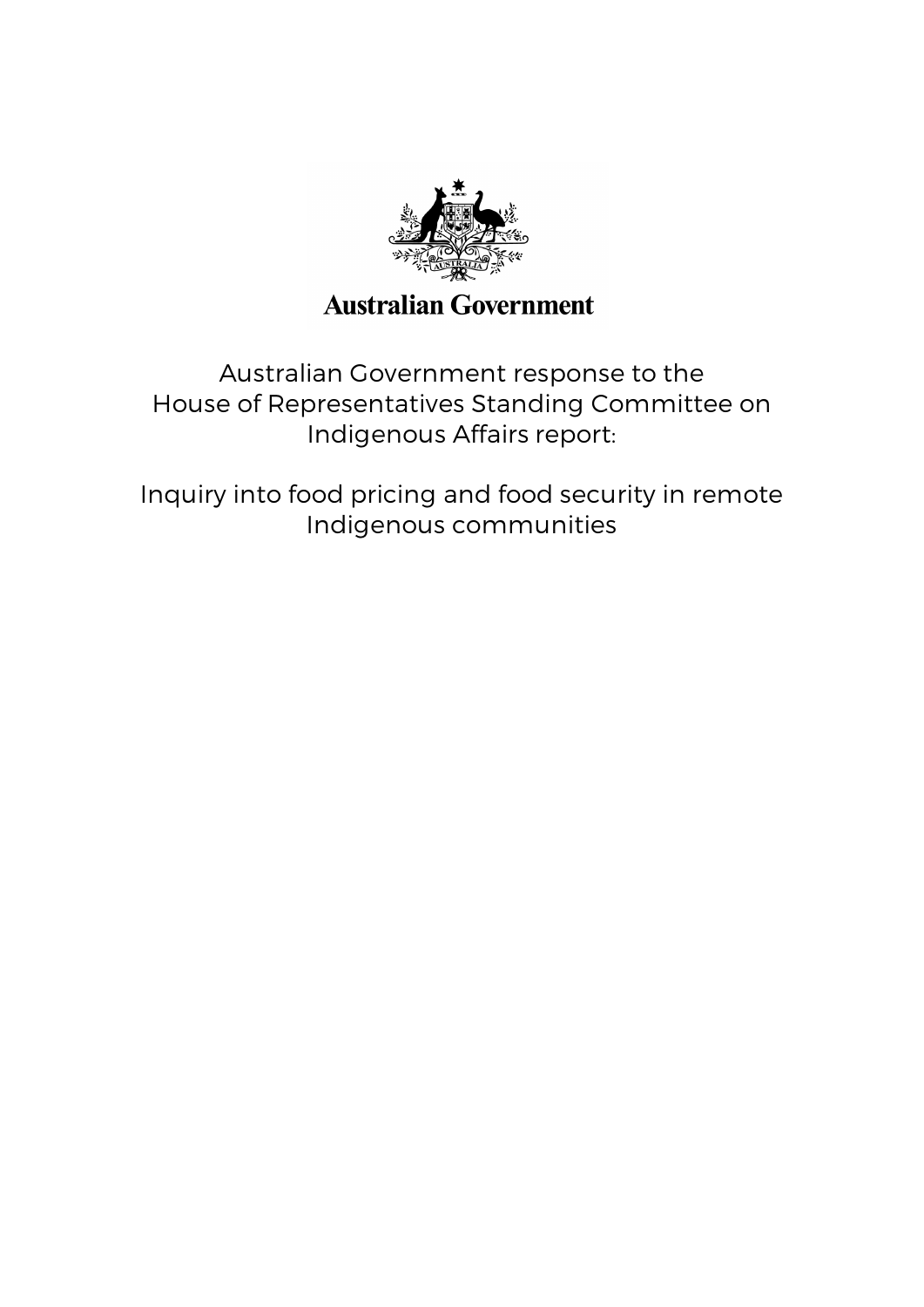Australian Government

# Australian Government response to the House of Representatives Standing Committee on Indigenous Affairs report:

# Inquiry into food pricing and food security in remote Indigenous communities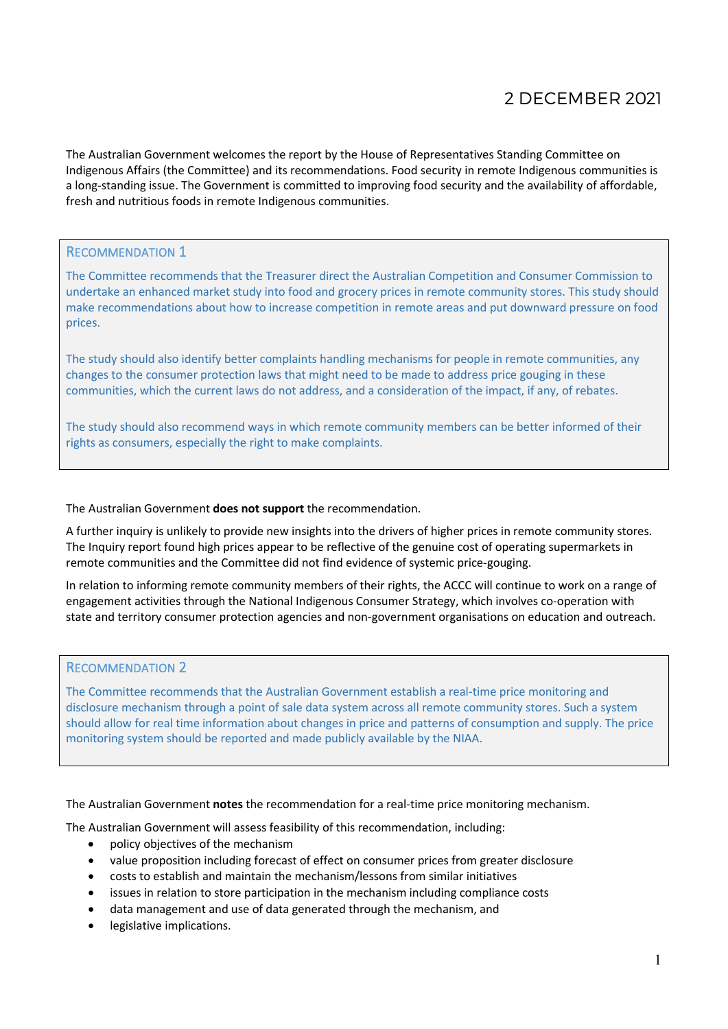# 2 DECEMBER 2021

The Australian Government welcomes the report by the House of Representatives Standing Committee on Indigenous Affairs (the Committee) and its recommendations. Food security in remote Indigenous communities is a long-standing issue. The Government is committed to improving food security and the availability of affordable, fresh and nutritious foods in remote Indigenous communities.

## Recommendation 1

The Committee recommends that the Treasurer direct the Australian Competition and Consumer Commission to undertake an enhanced market study into food and grocery prices in remote community stores. This study should make recommendations about how to increase competition in remote areas and put downward pressure on food prices.

The study should also identify better complaints handling mechanisms for people in remote communities, any changes to the consumer protection laws that might need to be made to address price gouging in these communities, which the current laws do not address, and a consideration of the impact, if any, of rebates.

The study should also recommend ways in which remote community members can be better informed of their rights as consumers, especially the right to make complaints.

The Australian Government **does not support** the recommendation.

A further inquiry is unlikely to provide new insights into the drivers of higher prices in remote community stores. The Inquiry report found high prices appear to be reflective of the genuine cost of operating supermarkets in remote communities and the Committee did not find evidence of systemic price-gouging.

In relation to informing remote community members of their rights, the ACCC will continue to work on a range of engagement activities through the National Indigenous Consumer Strategy, which involves co-operation with state and territory consumer protection agencies and non-government organisations on education and outreach.

## Recommendation 2

The Committee recommends that the Australian Government establish a real-time price monitoring and disclosure mechanism through a point of sale data system across all remote community stores. Such a system should allow for real time information about changes in price and patterns of consumption and supply. The price monitoring system should be reported and made publicly available by the NIAA.

The Australian Government **notes** the recommendation for a real-time price monitoring mechanism.

The Australian Government will assess feasibility of this recommendation, including:

- policy objectives of the mechanism
- value proposition including forecast of effect on consumer prices from greater disclosure
- costs to establish and maintain the mechanism/lessons from similar initiatives
- issues in relation to store participation in the mechanism including compliance costs
- data management and use of data generated through the mechanism, and
- legislative implications.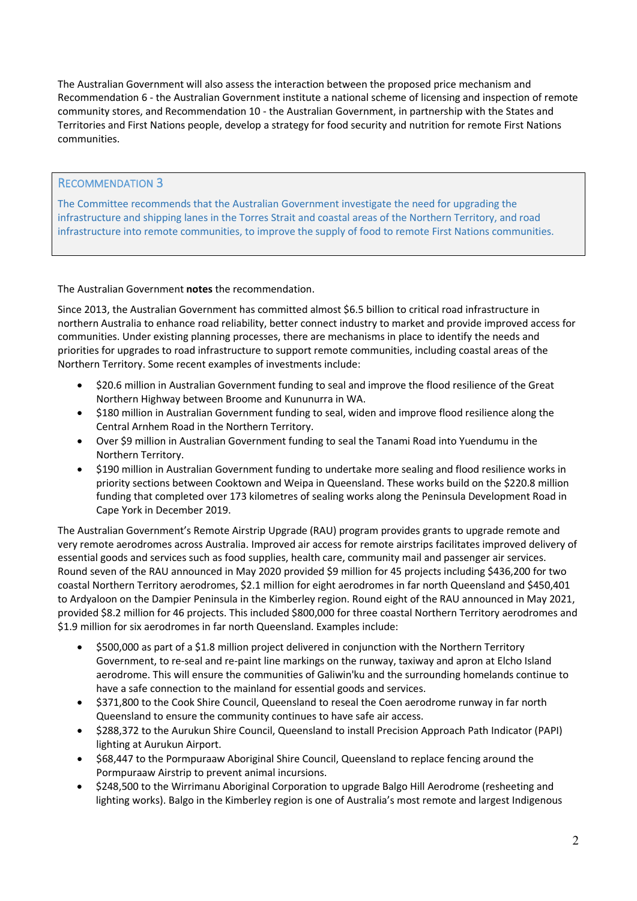The Australian Government will also assess the interaction between the proposed price mechanism and Recommendation 6 - the Australian Government institute a national scheme of licensing and inspection of remote community stores, and Recommendation 10 - the Australian Government, in partnership with the States and Territories and First Nations people, develop a strategy for food security and nutrition for remote First Nations communities.

### Recommendation 3

The Committee recommends that the Australian Government investigate the need for upgrading the infrastructure and shipping lanes in the Torres Strait and coastal areas of the Northern Territory, and road infrastructure into remote communities, to improve the supply of food to remote First Nations communities.

The Australian Government **notes** the recommendation.

Since 2013, the Australian Government has committed almost $6.5 billion to critical road infrastructure in northern Australia to enhance road reliability, better connect industry to market and provide improved access for communities. Under existing planning processes, there are mechanisms in place to identify the needs and priorities for upgrades to road infrastructure to support remote communities, including coastal areas of the Northern Territory. Some recent examples of investments include:

- $20.6 million in Australian Government funding to seal and improve the flood resilience of the Great Northern Highway between Broome and Kununurra in WA.
- $180 million in Australian Government funding to seal, widen and improve flood resilience along the Central Arnhem Road in the Northern Territory.
- Over $9 million in Australian Government funding to seal the Tanami Road into Yuendumu in the Northern Territory.
- $190 million in Australian Government funding to undertake more sealing and flood resilience works in priority sections between Cooktown and Weipa in Queensland. These works build on the $220.8 million funding that completed over 173 kilometres of sealing works along the Peninsula Development Road in Cape York in December 2019.

The Australian Government's Remote Airstrip Upgrade (RAU) program provides grants to upgrade remote and very remote aerodromes across Australia. Improved air access for remote airstrips facilitates improved delivery of essential goods and services such as food supplies, health care, community mail and passenger air services. Round seven of the RAU announced in May 2020 provided $9 million for 45 projects including $436,200 for two coastal Northern Territory aerodromes, $2.1 million for eight aerodromes in far north Queensland and $450,401 to Ardyaloon on the Dampier Peninsula in the Kimberley region. Round eight of the RAU announced in May 2021, provided $8.2 million for 46 projects. This included $800,000 for three coastal Northern Territory aerodromes and $1.9 million for six aerodromes in far north Queensland. Examples include:

- $500,000 as part of a $1.8 million project delivered in conjunction with the Northern Territory Government, to re-seal and re-paint line markings on the runway, taxiway and apron at Elcho Island aerodrome. This will ensure the communities of Galiwin'ku and the surrounding homelands continue to have a safe connection to the mainland for essential goods and services.
- $371,800 to the Cook Shire Council, Queensland to reseal the Coen aerodrome runway in far north Queensland to ensure the community continues to have safe air access.
- $288,372 to the Aurukun Shire Council, Queensland to install Precision Approach Path Indicator (PAPI) lighting at Aurukun Airport.
- $68,447 to the Pormpuraaw Aboriginal Shire Council, Queensland to replace fencing around the Pormpuraaw Airstrip to prevent animal incursions.
- $248,500 to the Wirrimanu Aboriginal Corporation to upgrade Balgo Hill Aerodrome (resheeting and lighting works). Balgo in the Kimberley region is one of Australia's most remote and largest Indigenous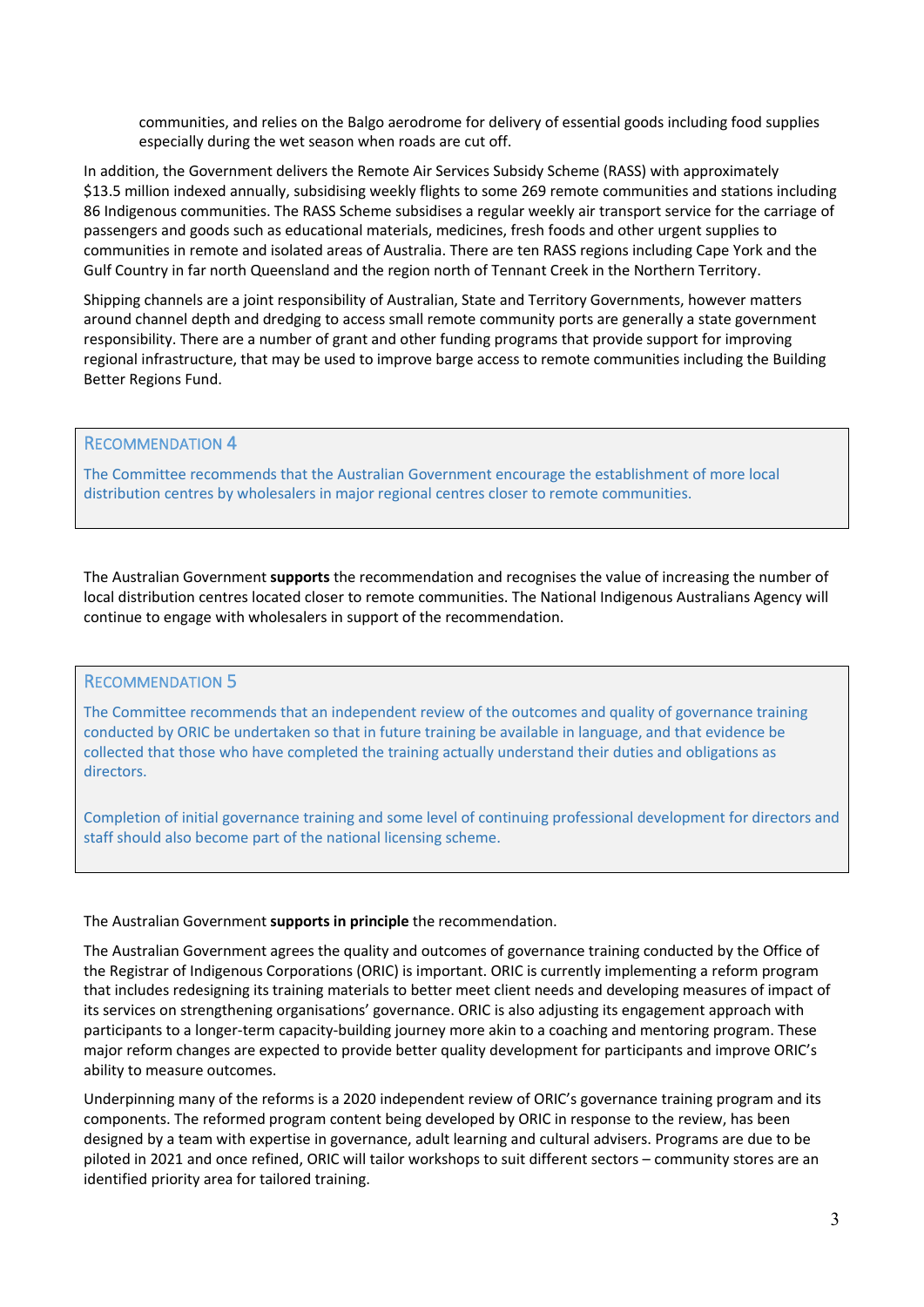communities, and relies on the Balgo aerodrome for delivery of essential goods including food supplies especially during the wet season when roads are cut off.

In addition, the Government delivers the Remote Air Services Subsidy Scheme (RASS) with approximately $13.5 million indexed annually, subsidising weekly flights to some 269 remote communities and stations including 86 Indigenous communities. The RASS Scheme subsidises a regular weekly air transport service for the carriage of passengers and goods such as educational materials, medicines, fresh foods and other urgent supplies to communities in remote and isolated areas of Australia. There are ten RASS regions including Cape York and the Gulf Country in far north Queensland and the region north of Tennant Creek in the Northern Territory.

Shipping channels are a joint responsibility of Australian, State and Territory Governments, however matters around channel depth and dredging to access small remote community ports are generally a state government responsibility. There are a number of grant and other funding programs that provide support for improving regional infrastructure, that may be used to improve barge access to remote communities including the Building Better Regions Fund.

## Recommendation 4

The Committee recommends that the Australian Government encourage the establishment of more local distribution centres by wholesalers in major regional centres closer to remote communities.

The Australian Government **supports** the recommendation and recognises the value of increasing the number of local distribution centres located closer to remote communities. The National Indigenous Australians Agency will continue to engage with wholesalers in support of the recommendation.

## Recommendation 5

The Committee recommends that an independent review of the outcomes and quality of governance training conducted by ORIC be undertaken so that in future training be available in language, and that evidence be collected that those who have completed the training actually understand their duties and obligations as directors.

Completion of initial governance training and some level of continuing professional development for directors and staff should also become part of the national licensing scheme.

The Australian Government **supports in principle** the recommendation.

The Australian Government agrees the quality and outcomes of governance training conducted by the Office of the Registrar of Indigenous Corporations (ORIC) is important. ORIC is currently implementing a reform program that includes redesigning its training materials to better meet client needs and developing measures of impact of its services on strengthening organisations' governance. ORIC is also adjusting its engagement approach with participants to a longer-term capacity-building journey more akin to a coaching and mentoring program. These major reform changes are expected to provide better quality development for participants and improve ORIC's ability to measure outcomes.

Underpinning many of the reforms is a 2020 independent review of ORIC's governance training program and its components. The reformed program content being developed by ORIC in response to the review, has been designed by a team with expertise in governance, adult learning and cultural advisers. Programs are due to be piloted in 2021 and once refined, ORIC will tailor workshops to suit different sectors – community stores are an identified priority area for tailored training.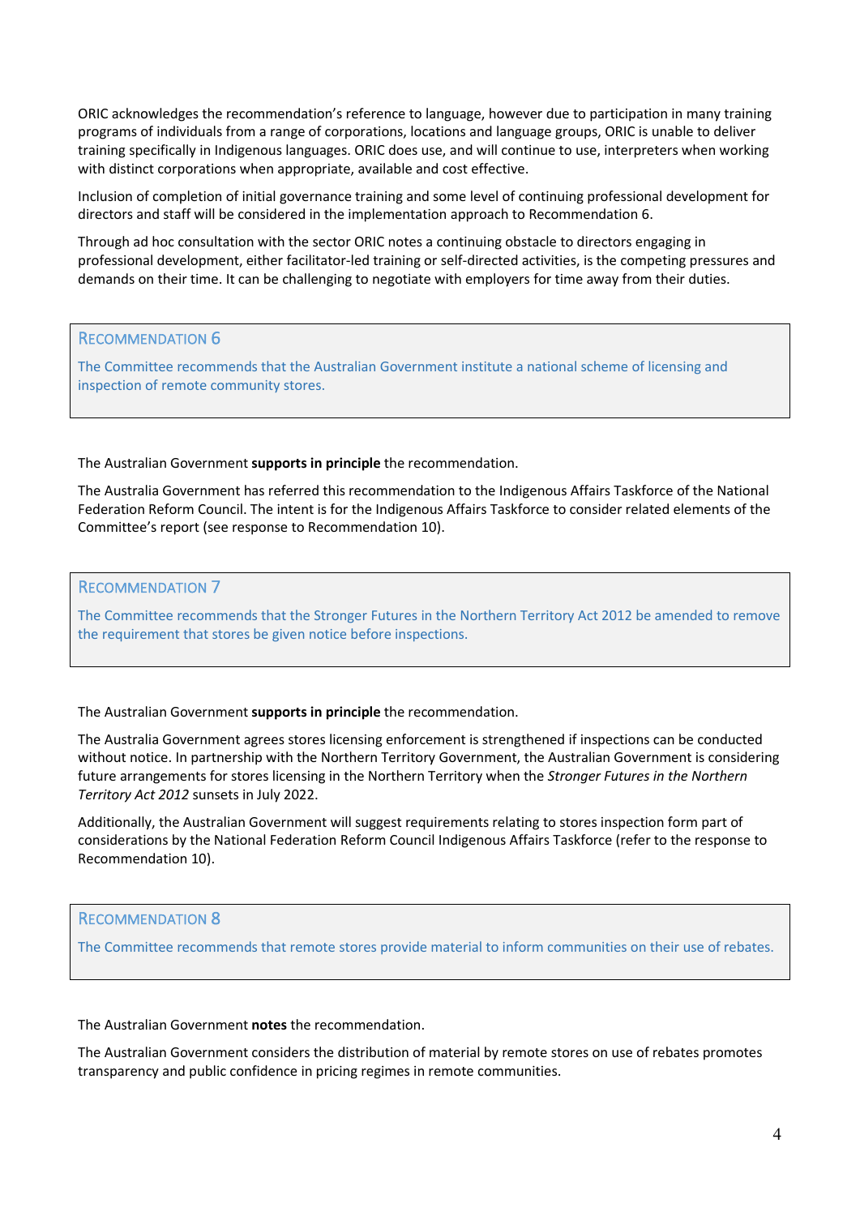ORIC acknowledges the recommendation's reference to language, however due to participation in many training programs of individuals from a range of corporations, locations and language groups, ORIC is unable to deliver training specifically in Indigenous languages. ORIC does use, and will continue to use, interpreters when working with distinct corporations when appropriate, available and cost effective.

Inclusion of completion of initial governance training and some level of continuing professional development for directors and staff will be considered in the implementation approach to Recommendation 6.

Through ad hoc consultation with the sector ORIC notes a continuing obstacle to directors engaging in professional development, either facilitator-led training or self-directed activities, is the competing pressures and demands on their time. It can be challenging to negotiate with employers for time away from their duties.

### Recommendation 6

The Committee recommends that the Australian Government institute a national scheme of licensing and inspection of remote community stores.

The Australian Government **supports in principle** the recommendation.

The Australia Government has referred this recommendation to the Indigenous Affairs Taskforce of the National Federation Reform Council. The intent is for the Indigenous Affairs Taskforce to consider related elements of the Committee's report (see response to Recommendation 10).

### Recommendation 7

The Committee recommends that the Stronger Futures in the Northern Territory Act 2012 be amended to remove the requirement that stores be given notice before inspections.

The Australian Government **supports in principle** the recommendation.

The Australia Government agrees stores licensing enforcement is strengthened if inspections can be conducted without notice. In partnership with the Northern Territory Government, the Australian Government is considering future arrangements for stores licensing in the Northern Territory when the *Stronger Futures in the Northern Territory Act 2012* sunsets in July 2022.

Additionally, the Australian Government will suggest requirements relating to stores inspection form part of considerations by the National Federation Reform Council Indigenous Affairs Taskforce (refer to the response to Recommendation 10).

### Recommendation 8

The Committee recommends that remote stores provide material to inform communities on their use of rebates.

The Australian Government **notes** the recommendation.

The Australian Government considers the distribution of material by remote stores on use of rebates promotes transparency and public confidence in pricing regimes in remote communities.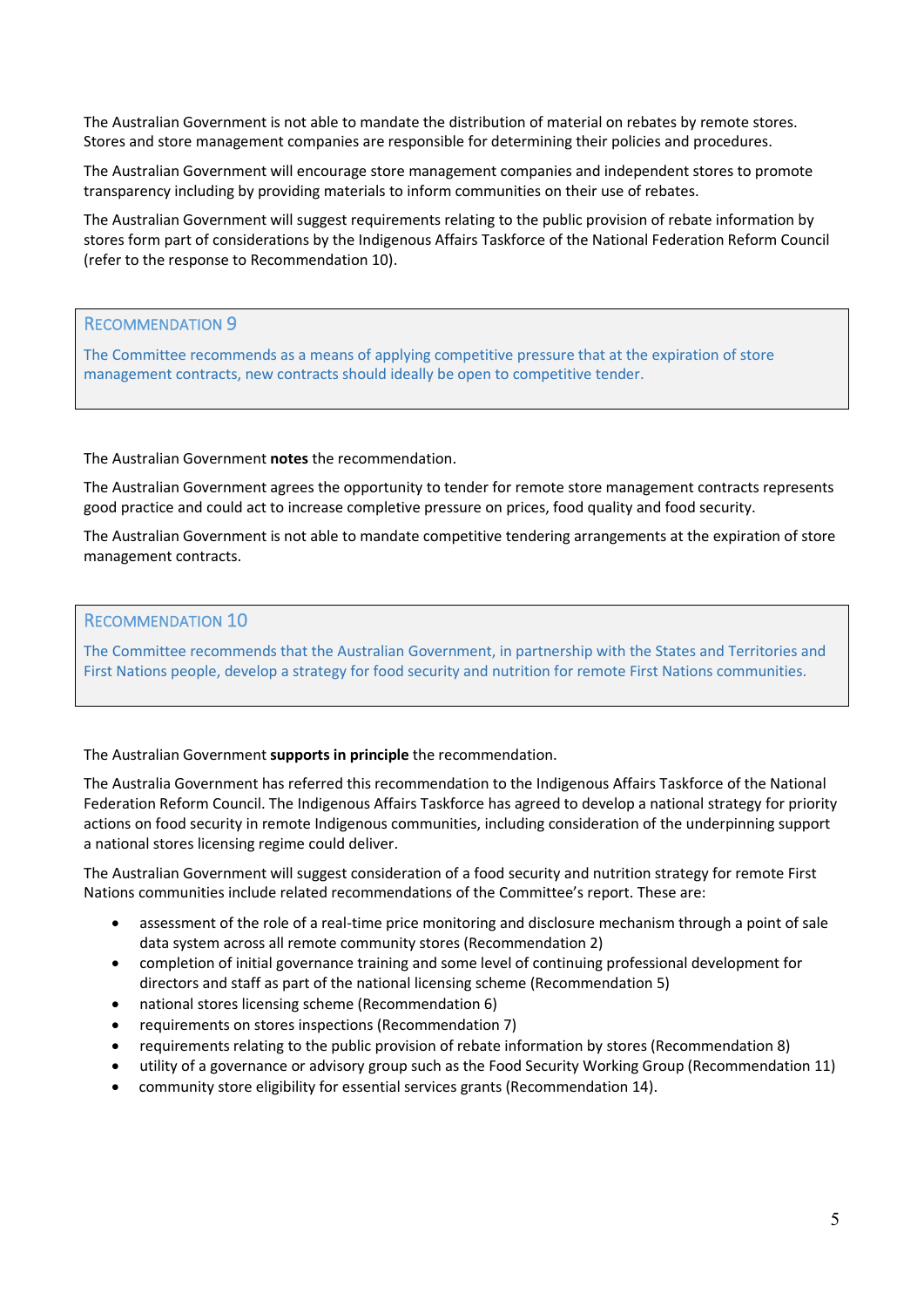The Australian Government is not able to mandate the distribution of material on rebates by remote stores. Stores and store management companies are responsible for determining their policies and procedures.

The Australian Government will encourage store management companies and independent stores to promote transparency including by providing materials to inform communities on their use of rebates.

The Australian Government will suggest requirements relating to the public provision of rebate information by stores form part of considerations by the Indigenous Affairs Taskforce of the National Federation Reform Council (refer to the response to Recommendation 10).

### Recommendation 9

The Committee recommends as a means of applying competitive pressure that at the expiration of store management contracts, new contracts should ideally be open to competitive tender.

The Australian Government **notes** the recommendation.

The Australian Government agrees the opportunity to tender for remote store management contracts represents good practice and could act to increase completive pressure on prices, food quality and food security.

The Australian Government is not able to mandate competitive tendering arrangements at the expiration of store management contracts.

### Recommendation 10

The Committee recommends that the Australian Government, in partnership with the States and Territories and First Nations people, develop a strategy for food security and nutrition for remote First Nations communities.

The Australian Government **supports in principle** the recommendation.

The Australia Government has referred this recommendation to the Indigenous Affairs Taskforce of the National Federation Reform Council. The Indigenous Affairs Taskforce has agreed to develop a national strategy for priority actions on food security in remote Indigenous communities, including consideration of the underpinning support a national stores licensing regime could deliver.

The Australian Government will suggest consideration of a food security and nutrition strategy for remote First Nations communities include related recommendations of the Committee's report. These are:

- assessment of the role of a real-time price monitoring and disclosure mechanism through a point of sale data system across all remote community stores (Recommendation 2)
- completion of initial governance training and some level of continuing professional development for directors and staff as part of the national licensing scheme (Recommendation 5)
- national stores licensing scheme (Recommendation 6)
- requirements on stores inspections (Recommendation 7)
- requirements relating to the public provision of rebate information by stores (Recommendation 8)
- utility of a governance or advisory group such as the Food Security Working Group (Recommendation 11)
- community store eligibility for essential services grants (Recommendation 14).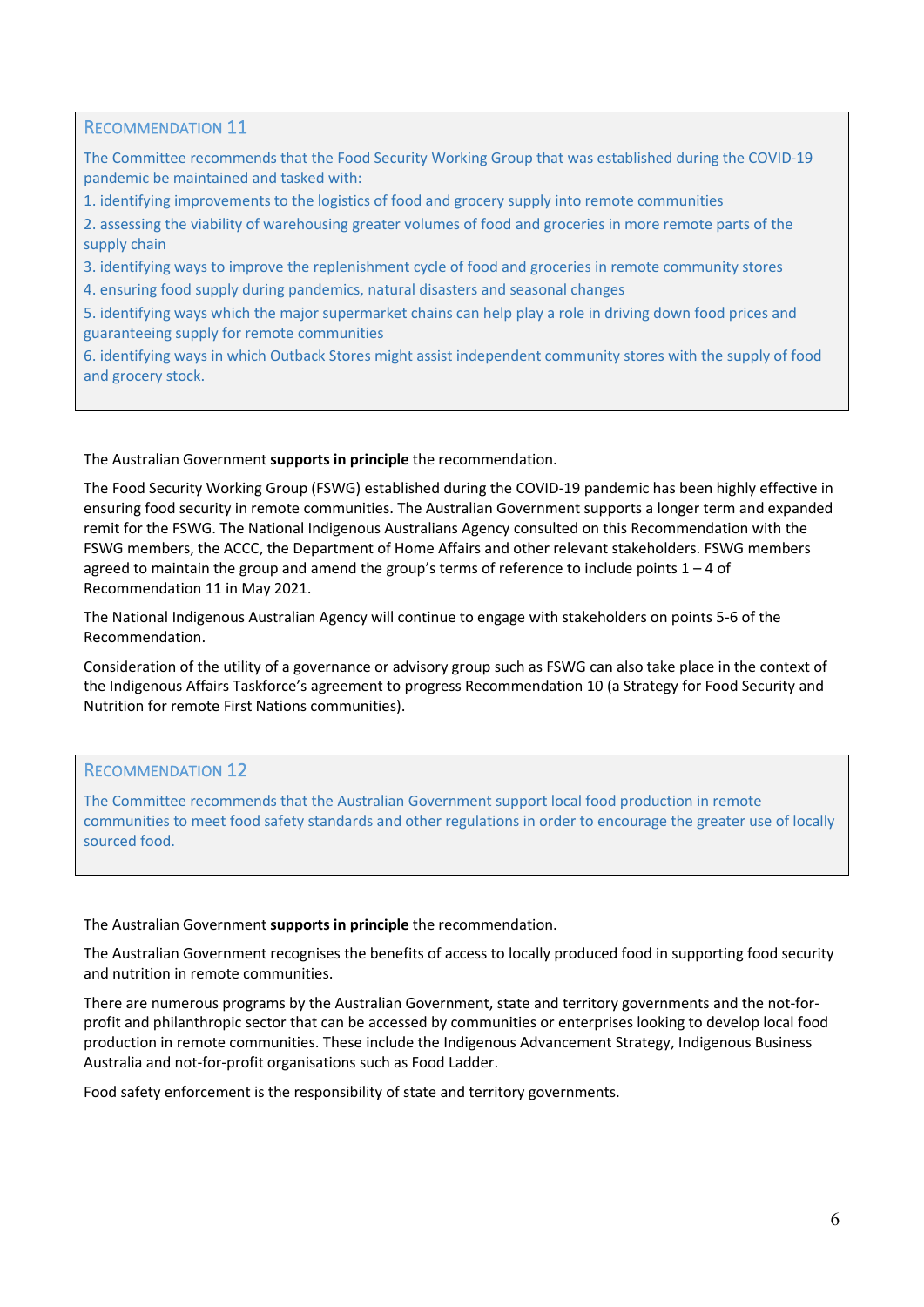### Recommendation 11

The Committee recommends that the Food Security Working Group that was established during the COVID-19 pandemic be maintained and tasked with:

1. identifying improvements to the logistics of food and grocery supply into remote communities
2. assessing the viability of warehousing greater volumes of food and groceries in more remote parts of the supply chain
3. identifying ways to improve the replenishment cycle of food and groceries in remote community stores
4. ensuring food supply during pandemics, natural disasters and seasonal changes
5. identifying ways which the major supermarket chains can help play a role in driving down food prices and guaranteeing supply for remote communities
6. identifying ways in which Outback Stores might assist independent community stores with the supply of food and grocery stock.

The Australian Government **supports in principle** the recommendation.

The Food Security Working Group (FSWG) established during the COVID-19 pandemic has been highly effective in ensuring food security in remote communities. The Australian Government supports a longer term and expanded remit for the FSWG. The National Indigenous Australians Agency consulted on this Recommendation with the FSWG members, the ACCC, the Department of Home Affairs and other relevant stakeholders. FSWG members agreed to maintain the group and amend the group's terms of reference to include points 1 – 4 of Recommendation 11 in May 2021.

The National Indigenous Australian Agency will continue to engage with stakeholders on points 5-6 of the Recommendation.

Consideration of the utility of a governance or advisory group such as FSWG can also take place in the context of the Indigenous Affairs Taskforce's agreement to progress Recommendation 10 (a Strategy for Food Security and Nutrition for remote First Nations communities).

### Recommendation 12

The Committee recommends that the Australian Government support local food production in remote communities to meet food safety standards and other regulations in order to encourage the greater use of locally sourced food.

The Australian Government **supports in principle** the recommendation.

The Australian Government recognises the benefits of access to locally produced food in supporting food security and nutrition in remote communities.

There are numerous programs by the Australian Government, state and territory governments and the not-for-profit and philanthropic sector that can be accessed by communities or enterprises looking to develop local food production in remote communities. These include the Indigenous Advancement Strategy, Indigenous Business Australia and not-for-profit organisations such as Food Ladder.

Food safety enforcement is the responsibility of state and territory governments.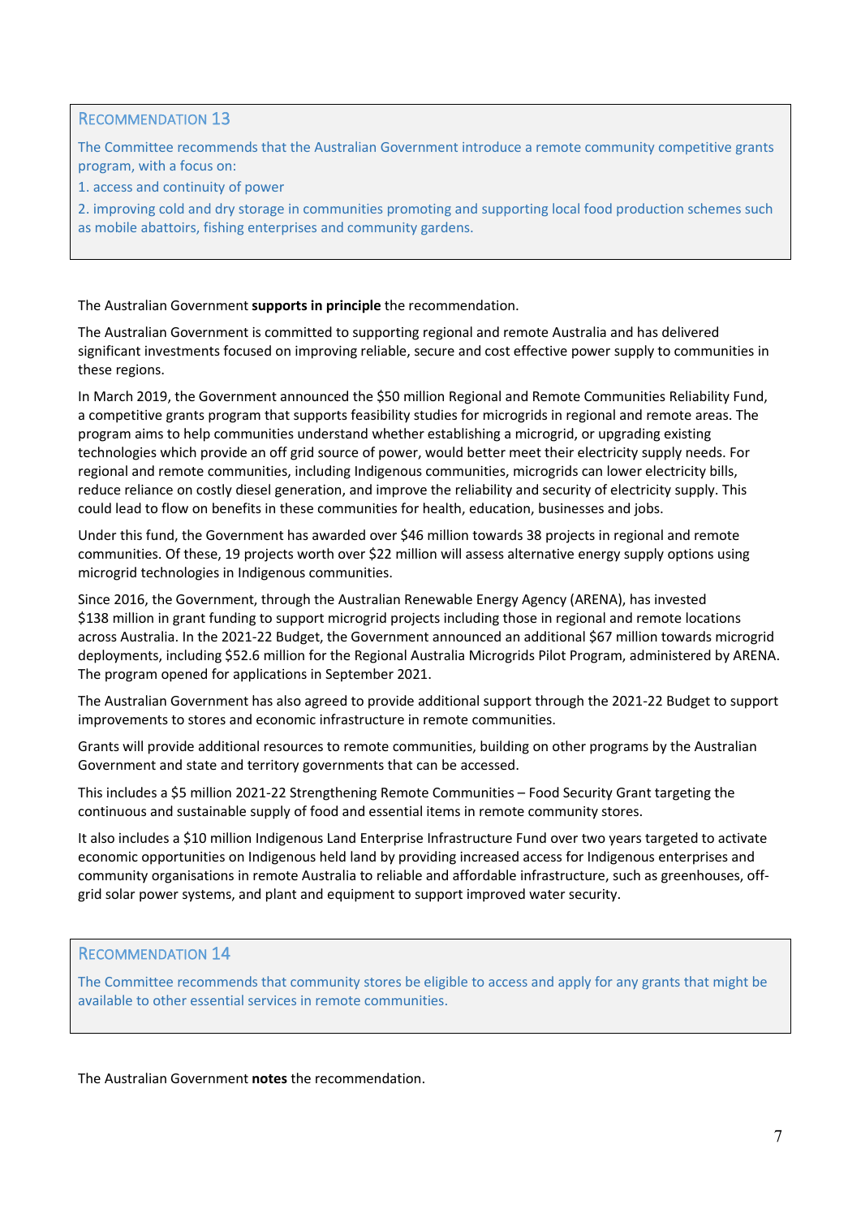### Recommendation 13

The Committee recommends that the Australian Government introduce a remote community competitive grants program, with a focus on:

1. access and continuity of power
2. improving cold and dry storage in communities promoting and supporting local food production schemes such as mobile abattoirs, fishing enterprises and community gardens.

The Australian Government **supports in principle** the recommendation.

The Australian Government is committed to supporting regional and remote Australia and has delivered significant investments focused on improving reliable, secure and cost effective power supply to communities in these regions.

In March 2019, the Government announced the $50 million Regional and Remote Communities Reliability Fund, a competitive grants program that supports feasibility studies for microgrids in regional and remote areas. The program aims to help communities understand whether establishing a microgrid, or upgrading existing technologies which provide an off grid source of power, would better meet their electricity supply needs. For regional and remote communities, including Indigenous communities, microgrids can lower electricity bills, reduce reliance on costly diesel generation, and improve the reliability and security of electricity supply. This could lead to flow on benefits in these communities for health, education, businesses and jobs.

Under this fund, the Government has awarded over $46 million towards 38 projects in regional and remote communities. Of these, 19 projects worth over $22 million will assess alternative energy supply options using microgrid technologies in Indigenous communities.

Since 2016, the Government, through the Australian Renewable Energy Agency (ARENA), has invested $138 million in grant funding to support microgrid projects including those in regional and remote locations across Australia. In the 2021-22 Budget, the Government announced an additional $67 million towards microgrid deployments, including $52.6 million for the Regional Australia Microgrids Pilot Program, administered by ARENA. The program opened for applications in September 2021.

The Australian Government has also agreed to provide additional support through the 2021-22 Budget to support improvements to stores and economic infrastructure in remote communities.

Grants will provide additional resources to remote communities, building on other programs by the Australian Government and state and territory governments that can be accessed.

This includes a $5 million 2021-22 Strengthening Remote Communities – Food Security Grant targeting the continuous and sustainable supply of food and essential items in remote community stores.

It also includes a $10 million Indigenous Land Enterprise Infrastructure Fund over two years targeted to activate economic opportunities on Indigenous held land by providing increased access for Indigenous enterprises and community organisations in remote Australia to reliable and affordable infrastructure, such as greenhouses, off-grid solar power systems, and plant and equipment to support improved water security.

### Recommendation 14

The Committee recommends that community stores be eligible to access and apply for any grants that might be available to other essential services in remote communities.

The Australian Government **notes** the recommendation.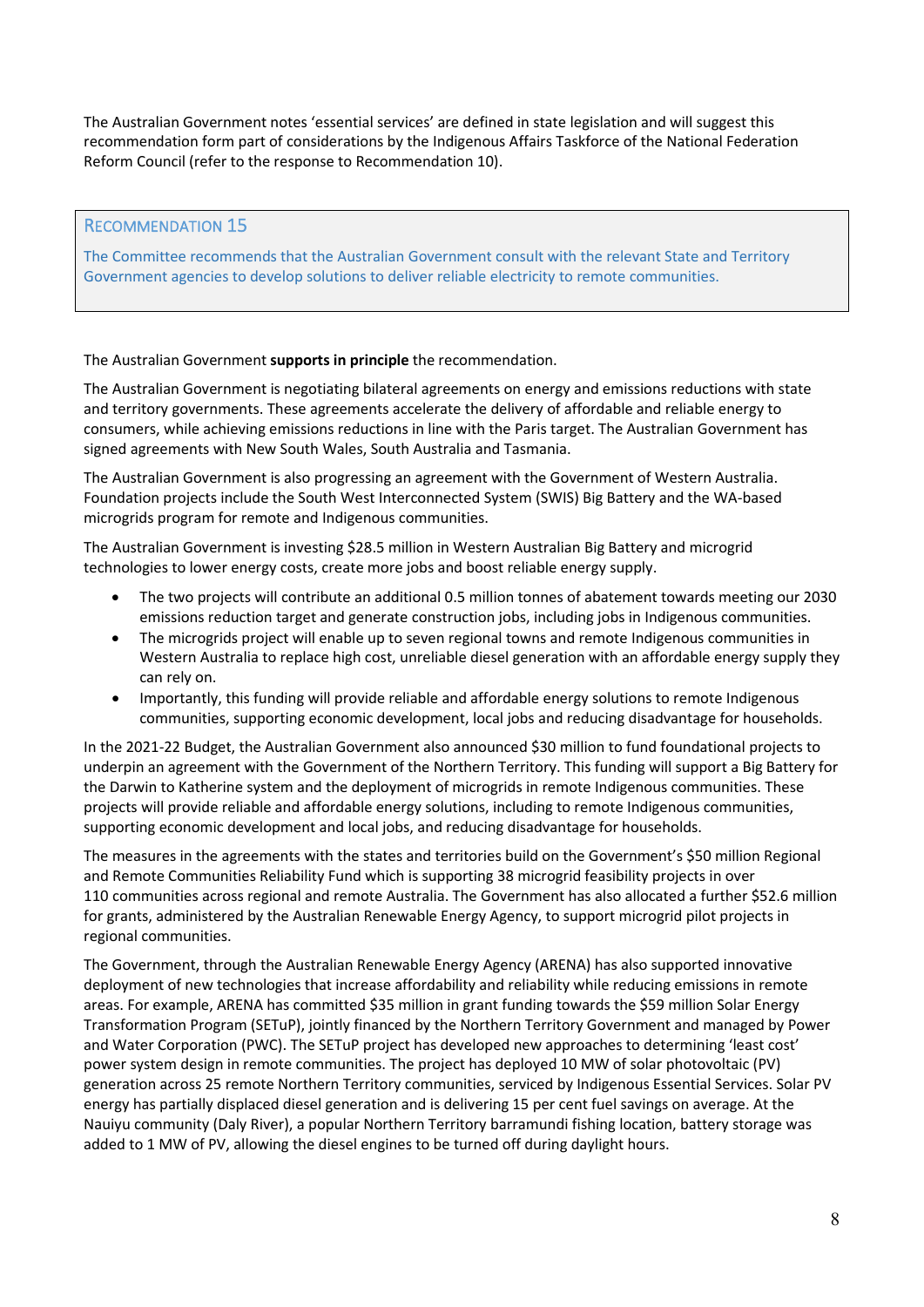The Australian Government notes 'essential services' are defined in state legislation and will suggest this recommendation form part of considerations by the Indigenous Affairs Taskforce of the National Federation Reform Council (refer to the response to Recommendation 10).

### Recommendation 15

The Committee recommends that the Australian Government consult with the relevant State and Territory Government agencies to develop solutions to deliver reliable electricity to remote communities.

The Australian Government **supports in principle** the recommendation.

The Australian Government is negotiating bilateral agreements on energy and emissions reductions with state and territory governments. These agreements accelerate the delivery of affordable and reliable energy to consumers, while achieving emissions reductions in line with the Paris target. The Australian Government has signed agreements with New South Wales, South Australia and Tasmania.

The Australian Government is also progressing an agreement with the Government of Western Australia. Foundation projects include the South West Interconnected System (SWIS) Big Battery and the WA-based microgrids program for remote and Indigenous communities.

The Australian Government is investing $28.5 million in Western Australian Big Battery and microgrid technologies to lower energy costs, create more jobs and boost reliable energy supply.

- The two projects will contribute an additional 0.5 million tonnes of abatement towards meeting our 2030 emissions reduction target and generate construction jobs, including jobs in Indigenous communities.
- The microgrids project will enable up to seven regional towns and remote Indigenous communities in Western Australia to replace high cost, unreliable diesel generation with an affordable energy supply they can rely on.
- Importantly, this funding will provide reliable and affordable energy solutions to remote Indigenous communities, supporting economic development, local jobs and reducing disadvantage for households.

In the 2021-22 Budget, the Australian Government also announced $30 million to fund foundational projects to underpin an agreement with the Government of the Northern Territory. This funding will support a Big Battery for the Darwin to Katherine system and the deployment of microgrids in remote Indigenous communities. These projects will provide reliable and affordable energy solutions, including to remote Indigenous communities, supporting economic development and local jobs, and reducing disadvantage for households.

The measures in the agreements with the states and territories build on the Government's $50 million Regional and Remote Communities Reliability Fund which is supporting 38 microgrid feasibility projects in over 110 communities across regional and remote Australia. The Government has also allocated a further $52.6 million for grants, administered by the Australian Renewable Energy Agency, to support microgrid pilot projects in regional communities.

The Government, through the Australian Renewable Energy Agency (ARENA) has also supported innovative deployment of new technologies that increase affordability and reliability while reducing emissions in remote areas. For example, ARENA has committed $35 million in grant funding towards the $59 million Solar Energy Transformation Program (SETuP), jointly financed by the Northern Territory Government and managed by Power and Water Corporation (PWC). The SETuP project has developed new approaches to determining 'least cost' power system design in remote communities. The project has deployed 10 MW of solar photovoltaic (PV) generation across 25 remote Northern Territory communities, serviced by Indigenous Essential Services. Solar PV energy has partially displaced diesel generation and is delivering 15 per cent fuel savings on average. At the Nauiyu community (Daly River), a popular Northern Territory barramundi fishing location, battery storage was added to 1 MW of PV, allowing the diesel engines to be turned off during daylight hours.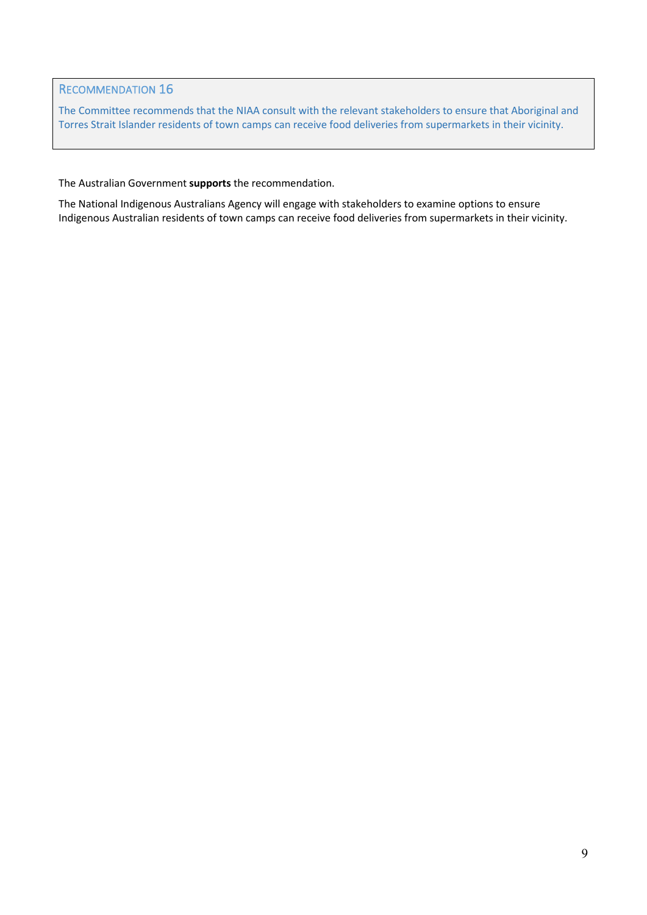### Recommendation 16

The Committee recommends that the NIAA consult with the relevant stakeholders to ensure that Aboriginal and Torres Strait Islander residents of town camps can receive food deliveries from supermarkets in their vicinity.

The Australian Government **supports** the recommendation.

The National Indigenous Australians Agency will engage with stakeholders to examine options to ensure Indigenous Australian residents of town camps can receive food deliveries from supermarkets in their vicinity.